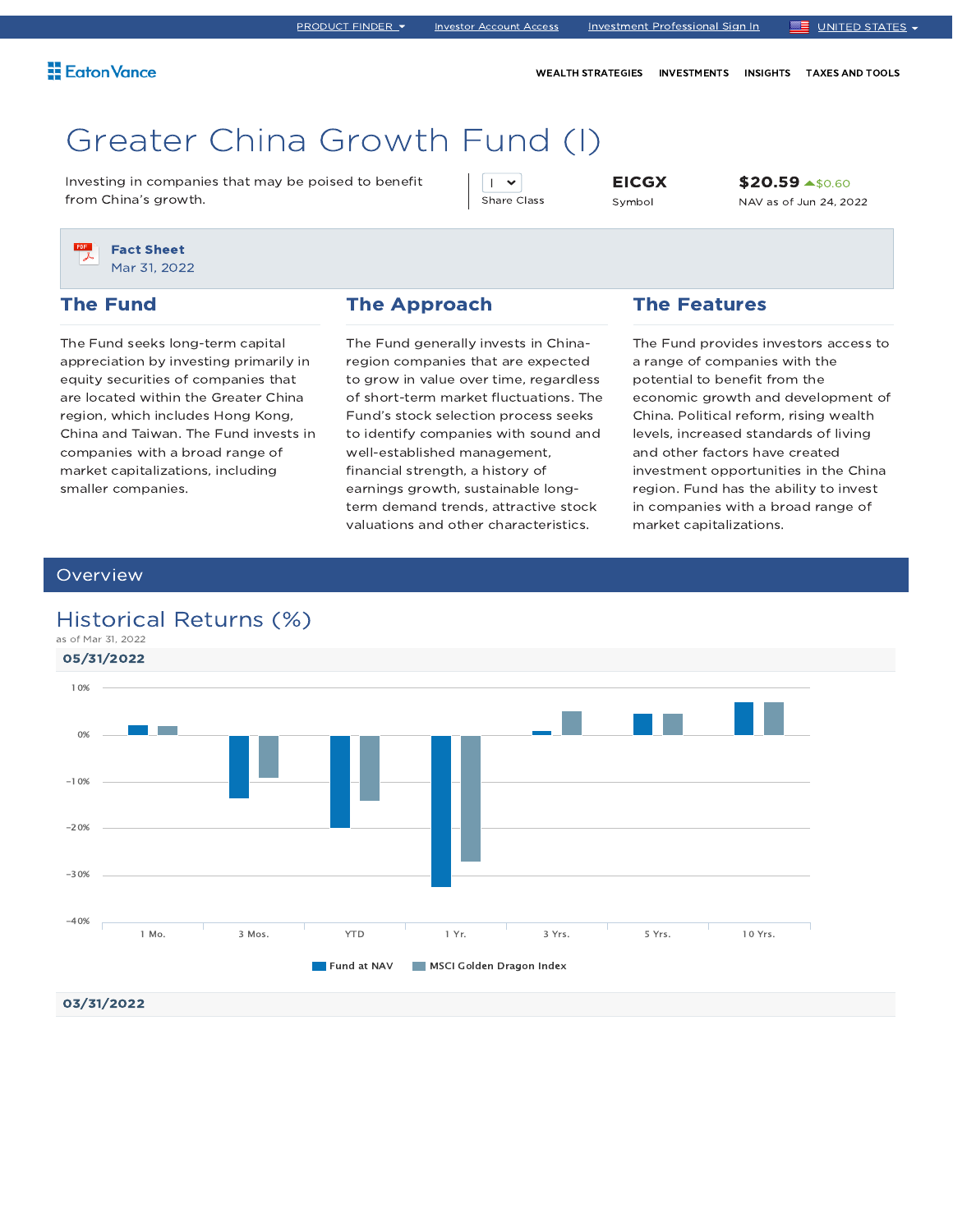PRODUCT FINDER | Investor Account Access | Investment Professional Sign In | UNITED STATES

Eaton Vance

WEALTH STRATEGIES | INVESTMENTS | INSIGHTS | TAXES AND TOOLS

# Greater China Growth Fund (I)

Investing in companies that may be poised to benefit from China's growth.

I
Share Class

**EICGX**
Symbol

**$20.59** $0.60
NAV as of Jun 24, 2022

**Fact Sheet**
Mar 31, 2022

## The Fund

The Fund seeks long-term capital appreciation by investing primarily in equity securities of companies that are located within the Greater China region, which includes Hong Kong, China and Taiwan. The Fund invests in companies with a broad range of market capitalizations, including smaller companies.

## The Approach

The Fund generally invests in China-region companies that are expected to grow in value over time, regardless of short-term market fluctuations. The Fund's stock selection process seeks to identify companies with sound and well-established management, financial strength, a history of earnings growth, sustainable long-term demand trends, attractive stock valuations and other characteristics.

## The Features

The Fund provides investors access to a range of companies with the potential to benefit from the economic growth and development of China. Political reform, rising wealth levels, increased standards of living and other factors have created investment opportunities in the China region. Fund has the ability to invest in companies with a broad range of market capitalizations.

## Overview

### Historical Returns (%)

as of Mar 31, 2022

**05/31/2022**

Chart: 1 Mo., 3 Mos., YTD, 1 Yr., 3 Yrs., 5 Yrs., 10 Yrs. — Fund at NAV vs. MSCI Golden Dragon Index (axis: 10%, 0%, -10%, -20%, -30%, -40%)

**03/31/2022**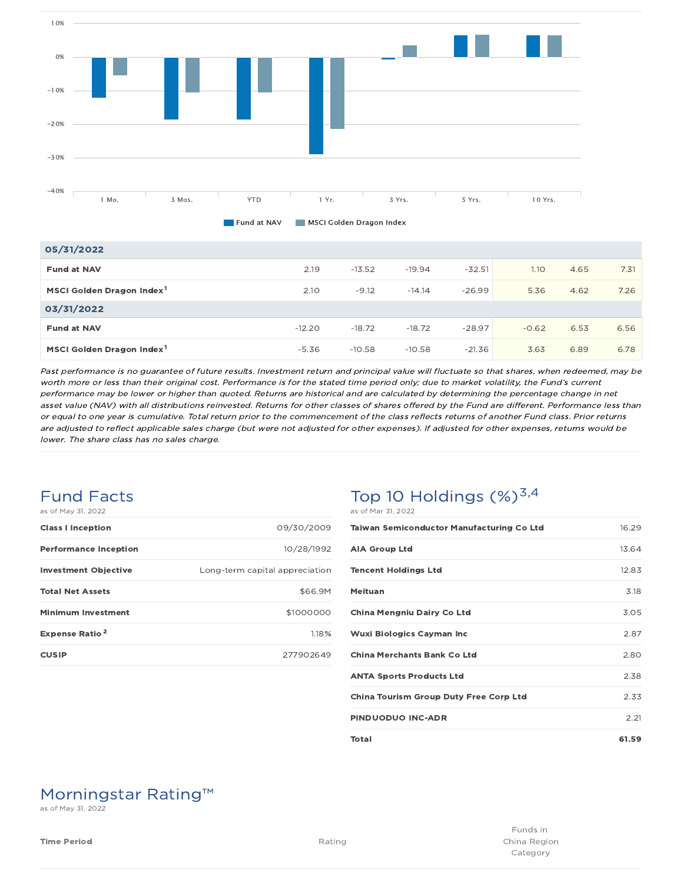| | 1 Mo. | 3 Mos. | YTD | 1 Yr. | 3 Yrs. | 5 Yrs. | 10 Yrs. |
|---|---|---|---|---|---|---|---|
| **05/31/2022** | | | | | | | |
| **Fund at NAV** | 2.19 | -13.52 | -19.94 | -32.51 | 1.10 | 4.65 | 7.31 |
| **MSCI Golden Dragon Index**[1] | 2.10 | -9.12 | -14.14 | -26.99 | 5.36 | 4.62 | 7.26 |
| **03/31/2022** | | | | | | | |
| **Fund at NAV** | -12.20 | -18.72 | -18.72 | -28.97 | -0.62 | 6.53 | 6.56 |
| **MSCI Golden Dragon Index**[1] | -5.36 | -10.58 | -10.58 | -21.36 | 3.63 | 6.89 | 6.78 |

*Past performance is no guarantee of future results. Investment return and principal value will fluctuate so that shares, when redeemed, may be worth more or less than their original cost. Performance is for the stated time period only; due to market volatility, the Fund's current performance may be lower or higher than quoted. Returns are historical and are calculated by determining the percentage change in net asset value (NAV) with all distributions reinvested. Returns for other classes of shares offered by the Fund are different. Performance less than or equal to one year is cumulative. Total return prior to the commencement of the class reflects returns of another Fund class. Prior returns are adjusted to reflect applicable sales charge (but were not adjusted for other expenses). If adjusted for other expenses, returns would be lower. The share class has no sales charge.*

## Fund Facts

as of May 31, 2022

| | |
|---|---|
| **Class I Inception** | 09/30/2009 |
| **Performance Inception** | 10/28/1992 |
| **Investment Objective** | Long-term capital appreciation |
| **Total Net Assets** | $66.9M |
| **Minimum Investment** | $1000000 |
| **Expense Ratio**[2] | 1.18% |
| **CUSIP** | 277902649 |

## Top 10 Holdings (%)[3,4]

as of Mar 31, 2022

| | |
|---|---|
| **Taiwan Semiconductor Manufacturing Co Ltd** | 16.29 |
| **AIA Group Ltd** | 13.64 |
| **Tencent Holdings Ltd** | 12.83 |
| **Meituan** | 3.18 |
| **China Mengniu Dairy Co Ltd** | 3.05 |
| **Wuxi Biologics Cayman Inc** | 2.87 |
| **China Merchants Bank Co Ltd** | 2.80 |
| **ANTA Sports Products Ltd** | 2.38 |
| **China Tourism Group Duty Free Corp Ltd** | 2.33 |
| **PINDUODUO INC-ADR** | 2.21 |
| **Total** | **61.59** |

## Morningstar Rating™

as of May 31, 2022

| Time Period | Rating | Funds in China Region Category |
|---|---|---|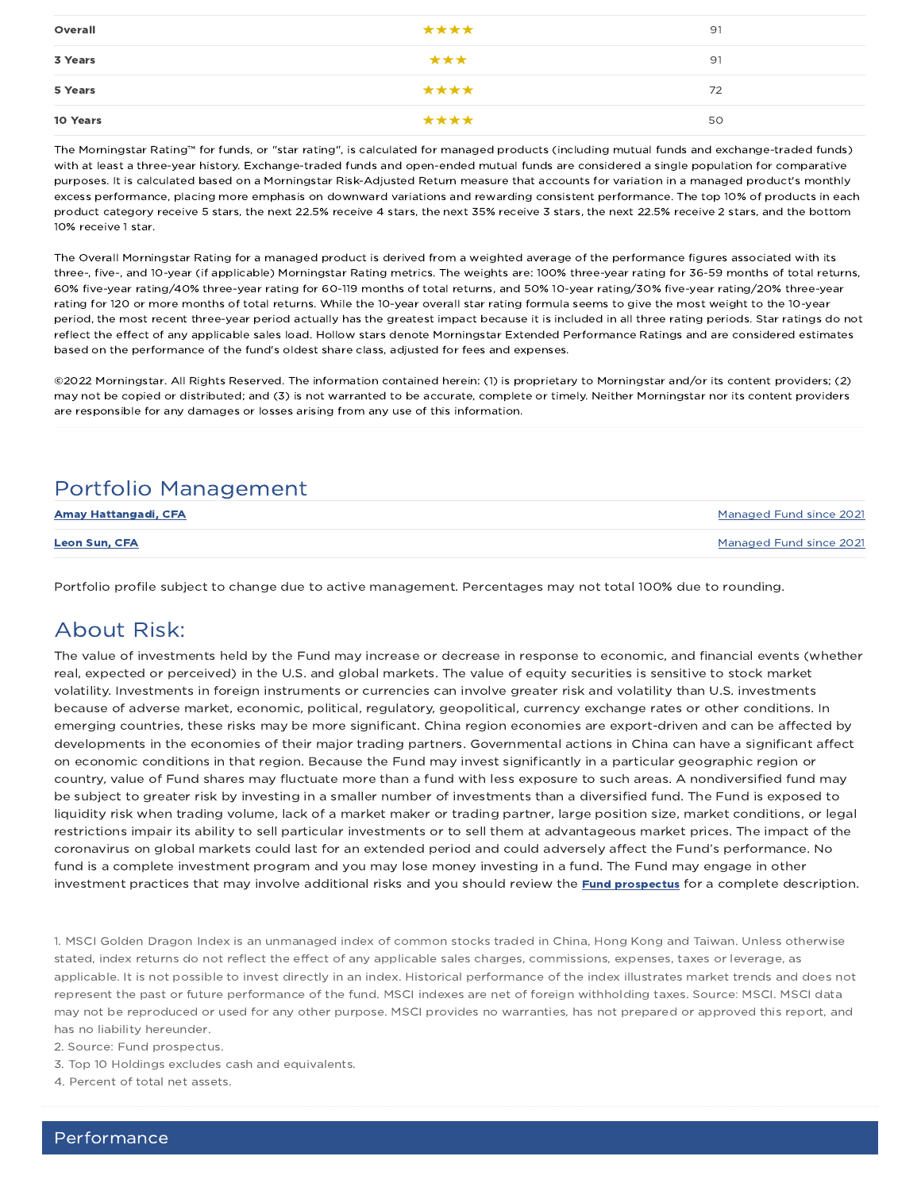| | | |
|---|---|---|
| **Overall** | ★★★★ | 91 |
| **3 Years** | ★★★ | 91 |
| **5 Years** | ★★★★ | 72 |
| **10 Years** | ★★★★ | 50 |

The Morningstar Rating™ for funds, or "star rating", is calculated for managed products (including mutual funds and exchange-traded funds) with at least a three-year history. Exchange-traded funds and open-ended mutual funds are considered a single population for comparative purposes. It is calculated based on a Morningstar Risk-Adjusted Return measure that accounts for variation in a managed product's monthly excess performance, placing more emphasis on downward variations and rewarding consistent performance. The top 10% of products in each product category receive 5 stars, the next 22.5% receive 4 stars, the next 35% receive 3 stars, the next 22.5% receive 2 stars, and the bottom 10% receive 1 star.

The Overall Morningstar Rating for a managed product is derived from a weighted average of the performance figures associated with its three-, five-, and 10-year (if applicable) Morningstar Rating metrics. The weights are: 100% three-year rating for 36-59 months of total returns, 60% five-year rating/40% three-year rating for 60-119 months of total returns, and 50% 10-year rating/30% five-year rating/20% three-year rating for 120 or more months of total returns. While the 10-year overall star rating formula seems to give the most weight to the 10-year period, the most recent three-year period actually has the greatest impact because it is included in all three rating periods. Star ratings do not reflect the effect of any applicable sales load. Hollow stars denote Morningstar Extended Performance Ratings and are considered estimates based on the performance of the fund's oldest share class, adjusted for fees and expenses.

©2022 Morningstar. All Rights Reserved. The information contained herein: (1) is proprietary to Morningstar and/or its content providers; (2) may not be copied or distributed; and (3) is not warranted to be accurate, complete or timely. Neither Morningstar nor its content providers are responsible for any damages or losses arising from any use of this information.

## Portfolio Management

| | |
|---|---|
| **Amay Hattangadi, CFA** | Managed Fund since 2021 |
| **Leon Sun, CFA** | Managed Fund since 2021 |

Portfolio profile subject to change due to active management. Percentages may not total 100% due to rounding.

## About Risk:

The value of investments held by the Fund may increase or decrease in response to economic, and financial events (whether real, expected or perceived) in the U.S. and global markets. The value of equity securities is sensitive to stock market volatility. Investments in foreign instruments or currencies can involve greater risk and volatility than U.S. investments because of adverse market, economic, political, regulatory, geopolitical, currency exchange rates or other conditions. In emerging countries, these risks may be more significant. China region economies are export-driven and can be affected by developments in the economies of their major trading partners. Governmental actions in China can have a significant affect on economic conditions in that region. Because the Fund may invest significantly in a particular geographic region or country, value of Fund shares may fluctuate more than a fund with less exposure to such areas. A nondiversified fund may be subject to greater risk by investing in a smaller number of investments than a diversified fund. The Fund is exposed to liquidity risk when trading volume, lack of a market maker or trading partner, large position size, market conditions, or legal restrictions impair its ability to sell particular investments or to sell them at advantageous market prices. The impact of the coronavirus on global markets could last for an extended period and could adversely affect the Fund's performance. No fund is a complete investment program and you may lose money investing in a fund. The Fund may engage in other investment practices that may involve additional risks and you should review the **Fund prospectus** for a complete description.

1. MSCI Golden Dragon Index is an unmanaged index of common stocks traded in China, Hong Kong and Taiwan. Unless otherwise stated, index returns do not reflect the effect of any applicable sales charges, commissions, expenses, taxes or leverage, as applicable. It is not possible to invest directly in an index. Historical performance of the index illustrates market trends and does not represent the past or future performance of the fund. MSCI indexes are net of foreign withholding taxes. Source: MSCI. MSCI data may not be reproduced or used for any other purpose. MSCI provides no warranties, has not prepared or approved this report, and has no liability hereunder.
2. Source: Fund prospectus.
3. Top 10 Holdings excludes cash and equivalents.
4. Percent of total net assets.

## Performance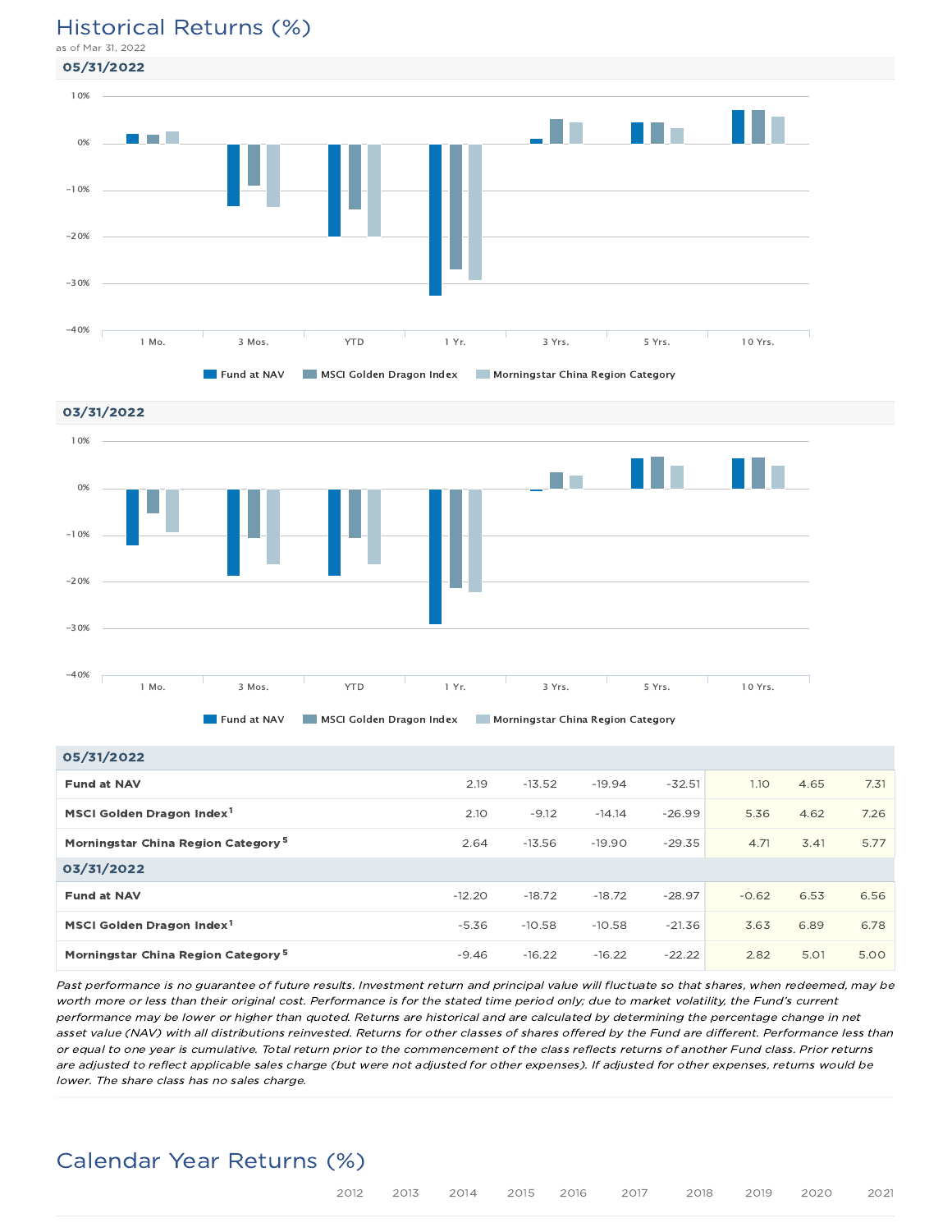# Historical Returns (%)

as of Mar 31, 2022

### 05/31/2022

Legend: Fund at NAV | MSCI Golden Dragon Index | Morningstar China Region Category

Categories: 1 Mo. | 3 Mos. | YTD | 1 Yr. | 3 Yrs. | 5 Yrs. | 10 Yrs.

### 03/31/2022

Legend: Fund at NAV | MSCI Golden Dragon Index | Morningstar China Region Category

Categories: 1 Mo. | 3 Mos. | YTD | 1 Yr. | 3 Yrs. | 5 Yrs. | 10 Yrs.

| | 1 Mo. | 3 Mos. | YTD | 1 Yr. | 3 Yrs. | 5 Yrs. | 10 Yrs. |
|---|---|---|---|---|---|---|---|
| **05/31/2022** | | | | | | | |
| **Fund at NAV** | 2.19 | -13.52 | -19.94 | -32.51 | 1.10 | 4.65 | 7.31 |
| **MSCI Golden Dragon Index** [1] | 2.10 | -9.12 | -14.14 | -26.99 | 5.36 | 4.62 | 7.26 |
| **Morningstar China Region Category** [5] | 2.64 | -13.56 | -19.90 | -29.35 | 4.71 | 3.41 | 5.77 |
| **03/31/2022** | | | | | | | |
| **Fund at NAV** | -12.20 | -18.72 | -18.72 | -28.97 | -0.62 | 6.53 | 6.56 |
| **MSCI Golden Dragon Index** [1] | -5.36 | -10.58 | -10.58 | -21.36 | 3.63 | 6.89 | 6.78 |
| **Morningstar China Region Category** [5] | -9.46 | -16.22 | -16.22 | -22.22 | 2.82 | 5.01 | 5.00 |

*Past performance is no guarantee of future results. Investment return and principal value will fluctuate so that shares, when redeemed, may be worth more or less than their original cost. Performance is for the stated time period only; due to market volatility, the Fund's current performance may be lower or higher than quoted. Returns are historical and are calculated by determining the percentage change in net asset value (NAV) with all distributions reinvested. Returns for other classes of shares offered by the Fund are different. Performance less than or equal to one year is cumulative. Total return prior to the commencement of the class reflects returns of another Fund class. Prior returns are adjusted to reflect applicable sales charge (but were not adjusted for other expenses). If adjusted for other expenses, returns would be lower. The share class has no sales charge.*

# Calendar Year Returns (%)

| | 2012 | 2013 | 2014 | 2015 | 2016 | 2017 | 2018 | 2019 | 2020 | 2021 |
|---|---|---|---|---|---|---|---|---|---|---|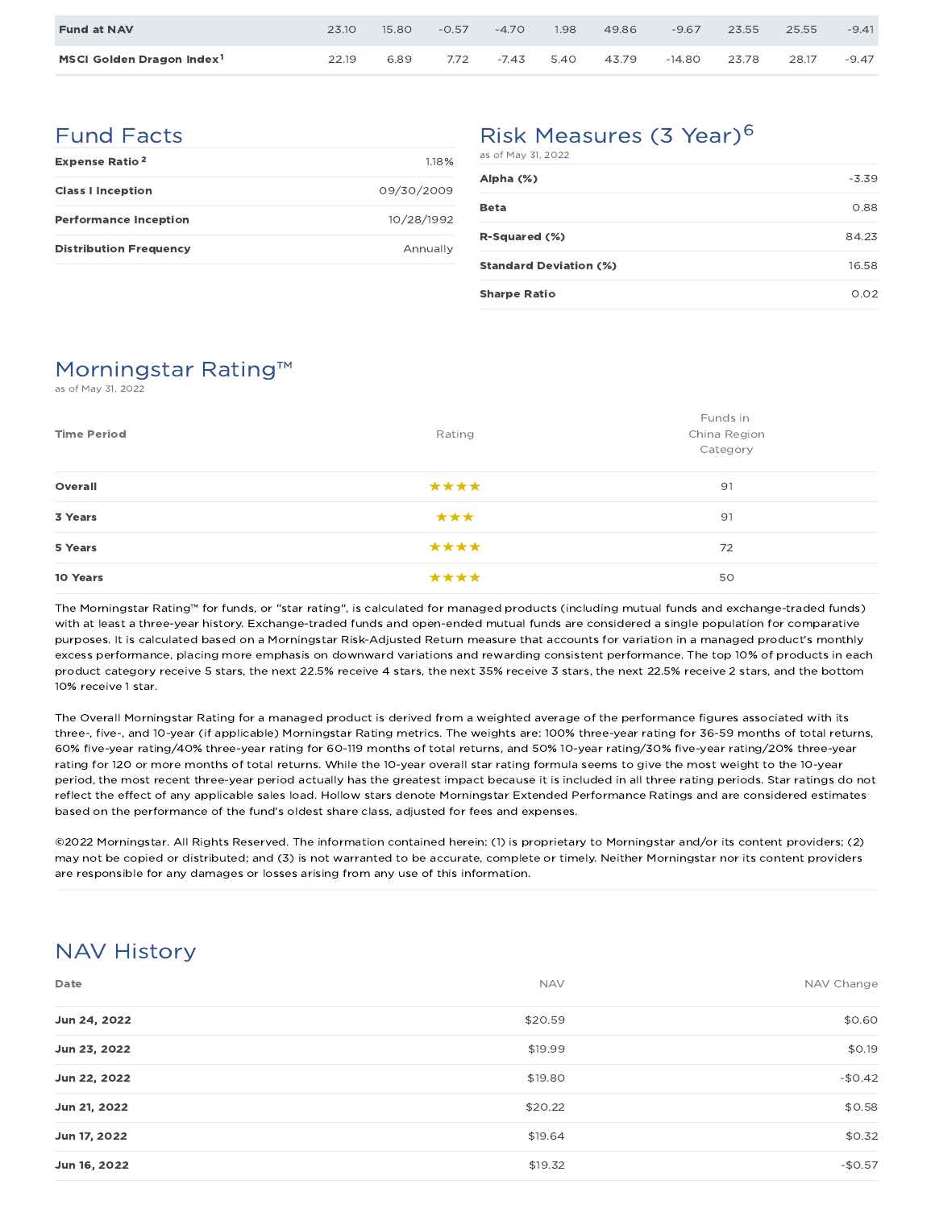| | | | | | | | | | | |
|---|---|---|---|---|---|---|---|---|---|---|
| **Fund at NAV** | 23.10 | 15.80 | -0.57 | -4.70 | 1.98 | 49.86 | -9.67 | 23.55 | 25.55 | -9.41 |
| **MSCI Golden Dragon Index**[1] | 22.19 | 6.89 | 7.72 | -7.43 | 5.40 | 43.79 | -14.80 | 23.78 | 28.17 | -9.47 |

## Fund Facts

| | |
|---|---|
| **Expense Ratio**[2] | 1.18% |
| **Class I Inception** | 09/30/2009 |
| **Performance Inception** | 10/28/1992 |
| **Distribution Frequency** | Annually |

## Risk Measures (3 Year)[6]

as of May 31, 2022

| | |
|---|---|
| **Alpha (%)** | -3.39 |
| **Beta** | 0.88 |
| **R-Squared (%)** | 84.23 |
| **Standard Deviation (%)** | 16.58 |
| **Sharpe Ratio** | 0.02 |

## Morningstar Rating™

as of May 31, 2022

| Time Period | Rating | Funds in China Region Category |
|---|---|---|
| **Overall** | ★★★★ | 91 |
| **3 Years** | ★★★ | 91 |
| **5 Years** | ★★★★ | 72 |
| **10 Years** | ★★★★ | 50 |

The Morningstar Rating™ for funds, or "star rating", is calculated for managed products (including mutual funds and exchange-traded funds) with at least a three-year history. Exchange-traded funds and open-ended mutual funds are considered a single population for comparative purposes. It is calculated based on a Morningstar Risk-Adjusted Return measure that accounts for variation in a managed product's monthly excess performance, placing more emphasis on downward variations and rewarding consistent performance. The top 10% of products in each product category receive 5 stars, the next 22.5% receive 4 stars, the next 35% receive 3 stars, the next 22.5% receive 2 stars, and the bottom 10% receive 1 star.

The Overall Morningstar Rating for a managed product is derived from a weighted average of the performance figures associated with its three-, five-, and 10-year (if applicable) Morningstar Rating metrics. The weights are: 100% three-year rating for 36-59 months of total returns, 60% five-year rating/40% three-year rating for 60-119 months of total returns, and 50% 10-year rating/30% five-year rating/20% three-year rating for 120 or more months of total returns. While the 10-year overall star rating formula seems to give the most weight to the 10-year period, the most recent three-year period actually has the greatest impact because it is included in all three rating periods. Star ratings do not reflect the effect of any applicable sales load. Hollow stars denote Morningstar Extended Performance Ratings and are considered estimates based on the performance of the fund's oldest share class, adjusted for fees and expenses.

©2022 Morningstar. All Rights Reserved. The information contained herein: (1) is proprietary to Morningstar and/or its content providers; (2) may not be copied or distributed; and (3) is not warranted to be accurate, complete or timely. Neither Morningstar nor its content providers are responsible for any damages or losses arising from any use of this information.

## NAV History

| Date | NAV | NAV Change |
|---|---|---|
| **Jun 24, 2022** | $20.59 | $0.60 |
| **Jun 23, 2022** | $19.99 | $0.19 |
| **Jun 22, 2022** | $19.80 | -$0.42 |
| **Jun 21, 2022** | $20.22 | $0.58 |
| **Jun 17, 2022** | $19.64 | $0.32 |
| **Jun 16, 2022** | $19.32 | -$0.57 |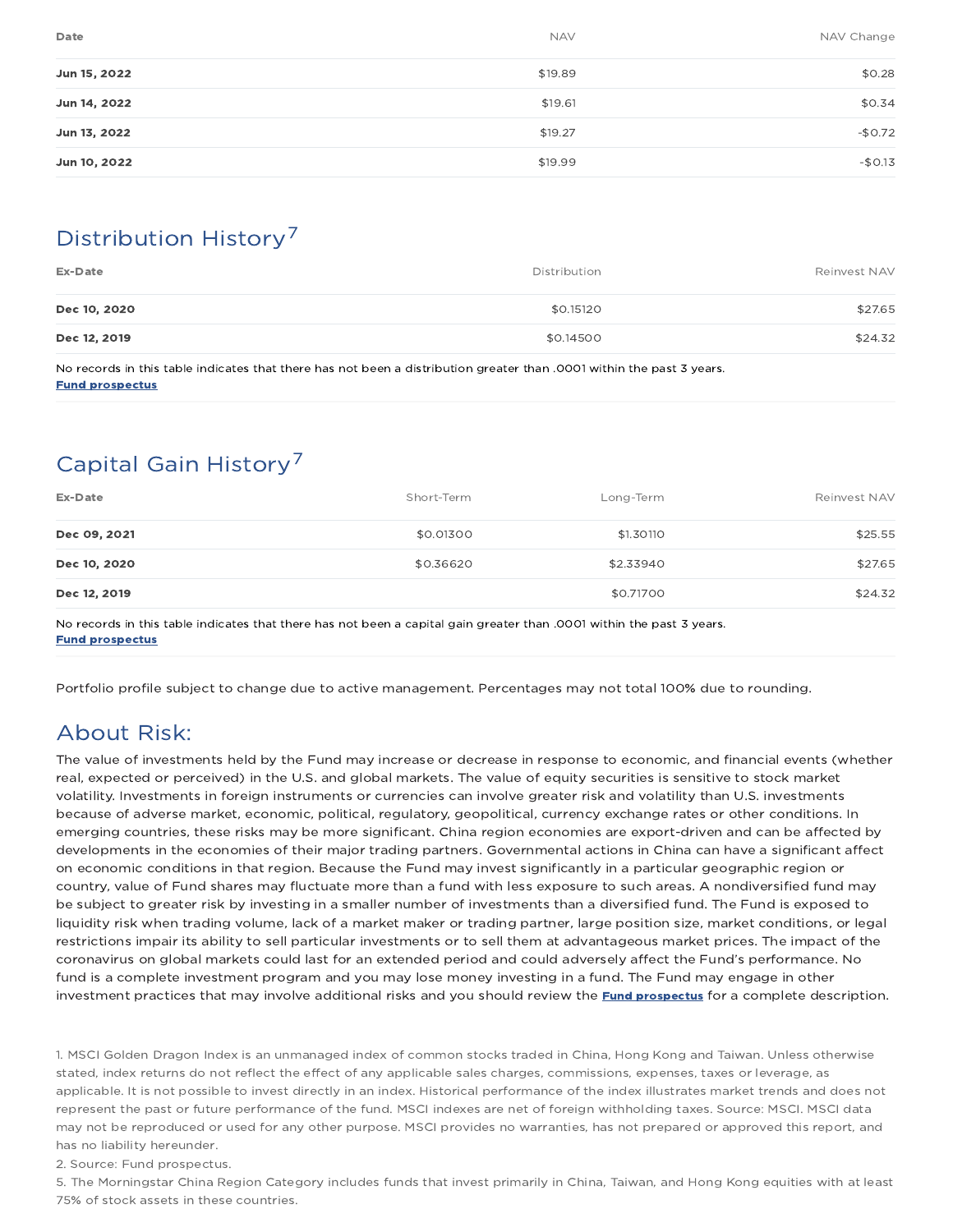| Date | NAV | NAV Change |
| --- | --- | --- |
| **Jun 15, 2022** | $19.89 | $0.28 |
| **Jun 14, 2022** | $19.61 | $0.34 |
| **Jun 13, 2022** | $19.27 | -$0.72 |
| **Jun 10, 2022** | $19.99 | -$0.13 |

## Distribution History[7]

| Ex-Date | Distribution | Reinvest NAV |
| --- | --- | --- |
| **Dec 10, 2020** | $0.15120 | $27.65 |
| **Dec 12, 2019** | $0.14500 | $24.32 |

No records in this table indicates that there has not been a distribution greater than .0001 within the past 3 years.
**Fund prospectus**

## Capital Gain History[7]

| Ex-Date | Short-Term | Long-Term | Reinvest NAV |
| --- | --- | --- | --- |
| **Dec 09, 2021** | $0.01300 | $1.30110 | $25.55 |
| **Dec 10, 2020** | $0.36620 | $2.33940 | $27.65 |
| **Dec 12, 2019** | | $0.71700 | $24.32 |

No records in this table indicates that there has not been a capital gain greater than .0001 within the past 3 years.
**Fund prospectus**

Portfolio profile subject to change due to active management. Percentages may not total 100% due to rounding.

## About Risk:

The value of investments held by the Fund may increase or decrease in response to economic, and financial events (whether real, expected or perceived) in the U.S. and global markets. The value of equity securities is sensitive to stock market volatility. Investments in foreign instruments or currencies can involve greater risk and volatility than U.S. investments because of adverse market, economic, political, regulatory, geopolitical, currency exchange rates or other conditions. In emerging countries, these risks may be more significant. China region economies are export-driven and can be affected by developments in the economies of their major trading partners. Governmental actions in China can have a significant affect on economic conditions in that region. Because the Fund may invest significantly in a particular geographic region or country, value of Fund shares may fluctuate more than a fund with less exposure to such areas. A nondiversified fund may be subject to greater risk by investing in a smaller number of investments than a diversified fund. The Fund is exposed to liquidity risk when trading volume, lack of a market maker or trading partner, large position size, market conditions, or legal restrictions impair its ability to sell particular investments or to sell them at advantageous market prices. The impact of the coronavirus on global markets could last for an extended period and could adversely affect the Fund's performance. No fund is a complete investment program and you may lose money investing in a fund. The Fund may engage in other investment practices that may involve additional risks and you should review the **Fund prospectus** for a complete description.

1. MSCI Golden Dragon Index is an unmanaged index of common stocks traded in China, Hong Kong and Taiwan. Unless otherwise stated, index returns do not reflect the effect of any applicable sales charges, commissions, expenses, taxes or leverage, as applicable. It is not possible to invest directly in an index. Historical performance of the index illustrates market trends and does not represent the past or future performance of the fund. MSCI indexes are net of foreign withholding taxes. Source: MSCI. MSCI data may not be reproduced or used for any other purpose. MSCI provides no warranties, has not prepared or approved this report, and has no liability hereunder.
2. Source: Fund prospectus.
5. The Morningstar China Region Category includes funds that invest primarily in China, Taiwan, and Hong Kong equities with at least 75% of stock assets in these countries.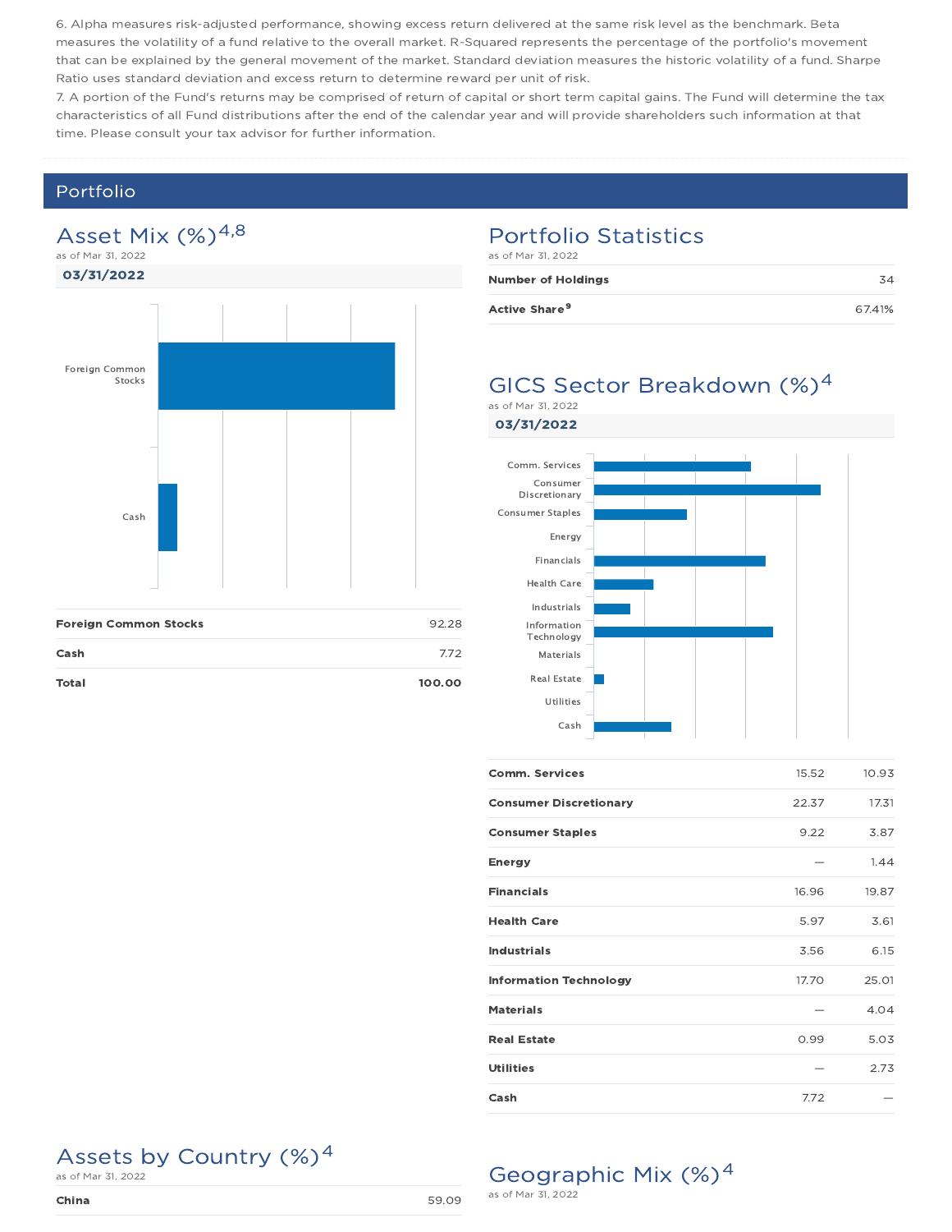6. Alpha measures risk-adjusted performance, showing excess return delivered at the same risk level as the benchmark. Beta measures the volatility of a fund relative to the overall market. R-Squared represents the percentage of the portfolio's movement that can be explained by the general movement of the market. Standard deviation measures the historic volatility of a fund. Sharpe Ratio uses standard deviation and excess return to determine reward per unit of risk.

7. A portion of the Fund's returns may be comprised of return of capital or short term capital gains. The Fund will determine the tax characteristics of all Fund distributions after the end of the calendar year and will provide shareholders such information at that time. Please consult your tax advisor for further information.

## Portfolio

### Asset Mix (%)[4,8]

as of Mar 31, 2022

**03/31/2022**

| | |
|---|---|
| **Foreign Common Stocks** | 92.28 |
| **Cash** | 7.72 |
| **Total** | **100.00** |

### Portfolio Statistics

as of Mar 31, 2022

| | |
|---|---|
| **Number of Holdings** | 34 |
| **Active Share**[9] | 67.41% |

### GICS Sector Breakdown (%)[4]

as of Mar 31, 2022

**03/31/2022**

| | | |
|---|---|---|
| **Comm. Services** | 15.52 | 10.93 |
| **Consumer Discretionary** | 22.37 | 17.31 |
| **Consumer Staples** | 9.22 | 3.87 |
| **Energy** | — | 1.44 |
| **Financials** | 16.96 | 19.87 |
| **Health Care** | 5.97 | 3.61 |
| **Industrials** | 3.56 | 6.15 |
| **Information Technology** | 17.70 | 25.01 |
| **Materials** | — | 4.04 |
| **Real Estate** | 0.99 | 5.03 |
| **Utilities** | — | 2.73 |
| **Cash** | 7.72 | — |

### Assets by Country (%)[4]

as of Mar 31, 2022

| | |
|---|---|
| **China** | 59.09 |

### Geographic Mix (%)[4]

as of Mar 31, 2022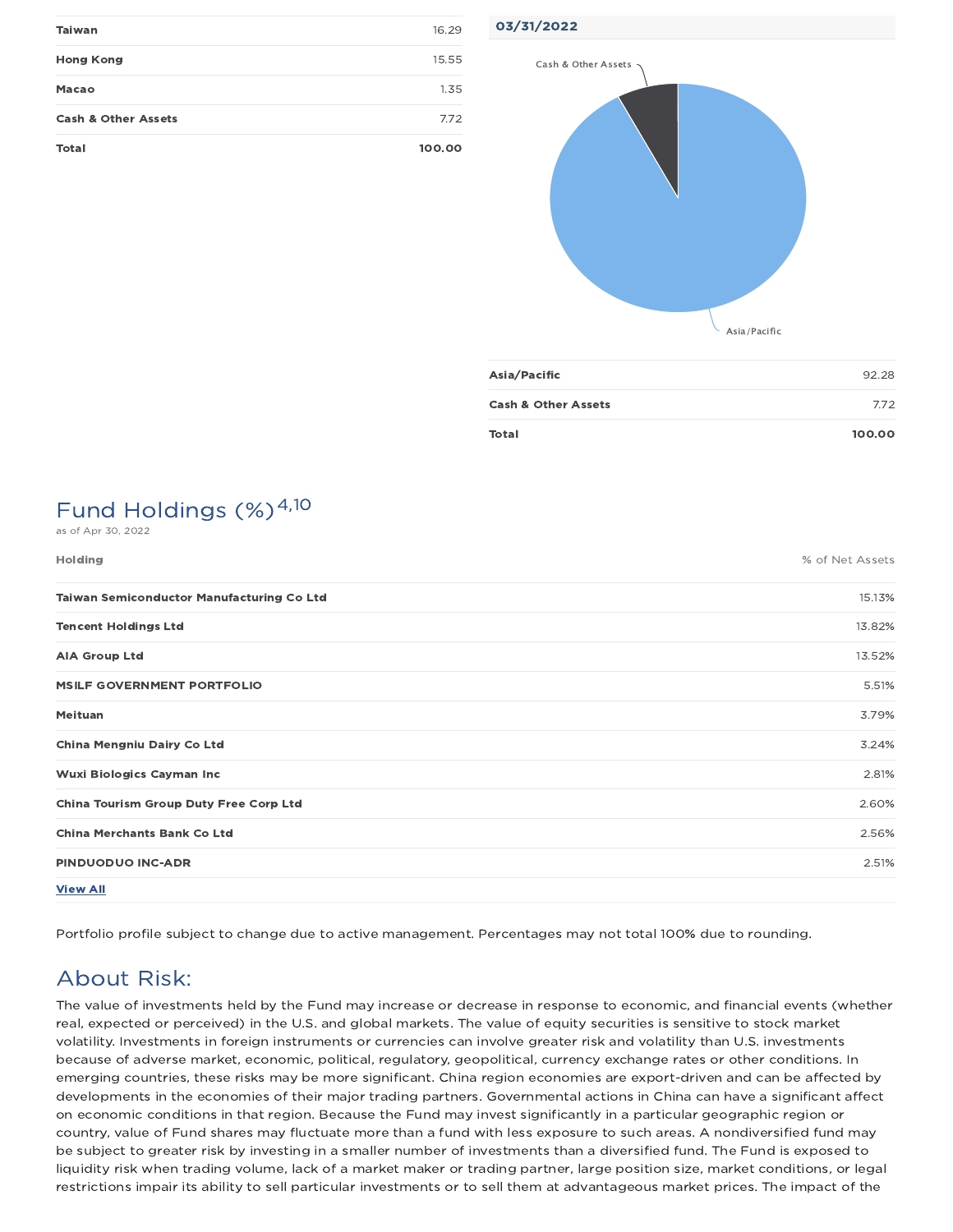| | |
|---|---|
| Taiwan | 16.29 |
| Hong Kong | 15.55 |
| Macao | 1.35 |
| Cash & Other Assets | 7.72 |
| **Total** | **100.00** |

**03/31/2022**

| | |
|---|---|
| Asia/Pacific | 92.28 |
| Cash & Other Assets | 7.72 |
| **Total** | **100.00** |

## Fund Holdings (%)[4,10]

as of Apr 30, 2022

| Holding | % of Net Assets |
|---|---|
| Taiwan Semiconductor Manufacturing Co Ltd | 15.13% |
| Tencent Holdings Ltd | 13.82% |
| AIA Group Ltd | 13.52% |
| MSILF GOVERNMENT PORTFOLIO | 5.51% |
| Meituan | 3.79% |
| China Mengniu Dairy Co Ltd | 3.24% |
| Wuxi Biologics Cayman Inc | 2.81% |
| China Tourism Group Duty Free Corp Ltd | 2.60% |
| China Merchants Bank Co Ltd | 2.56% |
| PINDUODUO INC-ADR | 2.51% |

View All

Portfolio profile subject to change due to active management. Percentages may not total 100% due to rounding.

## About Risk:

The value of investments held by the Fund may increase or decrease in response to economic, and financial events (whether real, expected or perceived) in the U.S. and global markets. The value of equity securities is sensitive to stock market volatility. Investments in foreign instruments or currencies can involve greater risk and volatility than U.S. investments because of adverse market, economic, political, regulatory, geopolitical, currency exchange rates or other conditions. In emerging countries, these risks may be more significant. China region economies are export-driven and can be affected by developments in the economies of their major trading partners. Governmental actions in China can have a significant affect on economic conditions in that region. Because the Fund may invest significantly in a particular geographic region or country, value of Fund shares may fluctuate more than a fund with less exposure to such areas. A nondiversified fund may be subject to greater risk by investing in a smaller number of investments than a diversified fund. The Fund is exposed to liquidity risk when trading volume, lack of a market maker or trading partner, large position size, market conditions, or legal restrictions impair its ability to sell particular investments or to sell them at advantageous market prices. The impact of the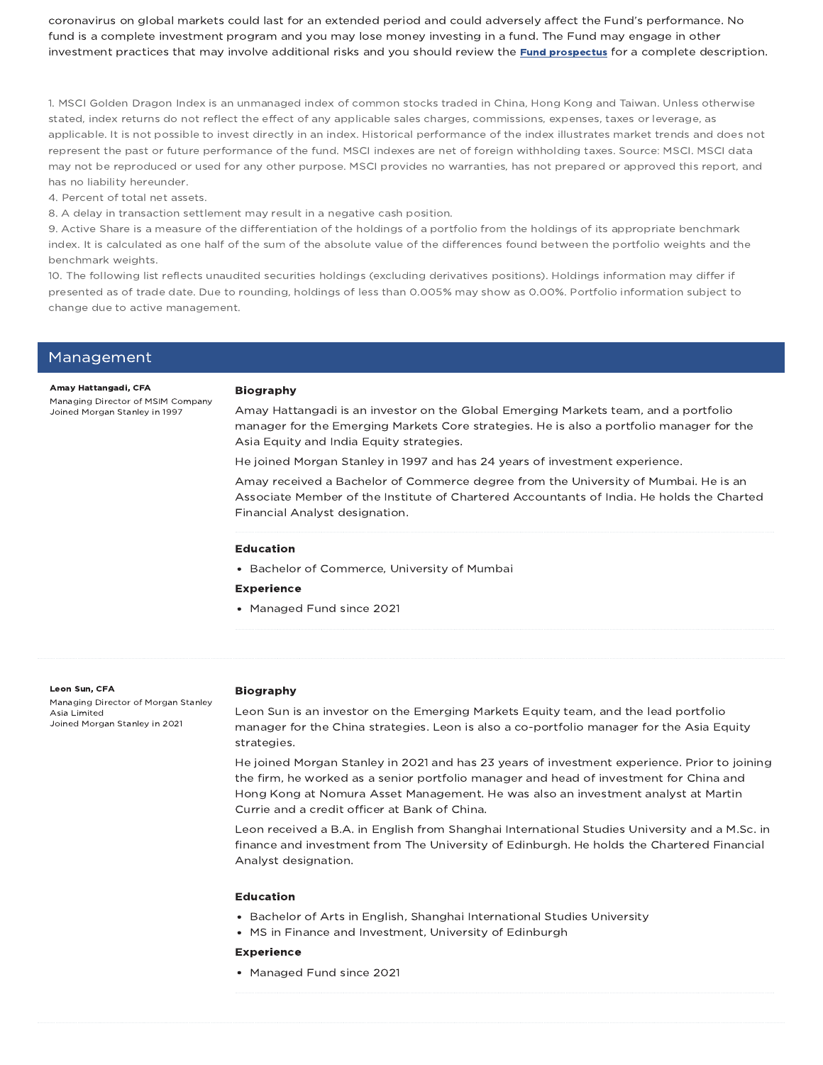coronavirus on global markets could last for an extended period and could adversely affect the Fund's performance. No fund is a complete investment program and you may lose money investing in a fund. The Fund may engage in other investment practices that may involve additional risks and you should review the **Fund prospectus** for a complete description.

1. MSCI Golden Dragon Index is an unmanaged index of common stocks traded in China, Hong Kong and Taiwan. Unless otherwise stated, index returns do not reflect the effect of any applicable sales charges, commissions, expenses, taxes or leverage, as applicable. It is not possible to invest directly in an index. Historical performance of the index illustrates market trends and does not represent the past or future performance of the fund. MSCI indexes are net of foreign withholding taxes. Source: MSCI. MSCI data may not be reproduced or used for any other purpose. MSCI provides no warranties, has not prepared or approved this report, and has no liability hereunder.
4. Percent of total net assets.
8. A delay in transaction settlement may result in a negative cash position.
9. Active Share is a measure of the differentiation of the holdings of a portfolio from the holdings of its appropriate benchmark index. It is calculated as one half of the sum of the absolute value of the differences found between the portfolio weights and the benchmark weights.
10. The following list reflects unaudited securities holdings (excluding derivatives positions). Holdings information may differ if presented as of trade date. Due to rounding, holdings of less than 0.005% may show as 0.00%. Portfolio information subject to change due to active management.

## Management

**Amay Hattangadi, CFA**
Managing Director of MSIM Company
Joined Morgan Stanley in 1997

### Biography

Amay Hattangadi is an investor on the Global Emerging Markets team, and a portfolio manager for the Emerging Markets Core strategies. He is also a portfolio manager for the Asia Equity and India Equity strategies.

He joined Morgan Stanley in 1997 and has 24 years of investment experience.

Amay received a Bachelor of Commerce degree from the University of Mumbai. He is an Associate Member of the Institute of Chartered Accountants of India. He holds the Charted Financial Analyst designation.

### Education

- Bachelor of Commerce, University of Mumbai

### Experience

- Managed Fund since 2021

**Leon Sun, CFA**
Managing Director of Morgan Stanley Asia Limited
Joined Morgan Stanley in 2021

### Biography

Leon Sun is an investor on the Emerging Markets Equity team, and the lead portfolio manager for the China strategies. Leon is also a co-portfolio manager for the Asia Equity strategies.

He joined Morgan Stanley in 2021 and has 23 years of investment experience. Prior to joining the firm, he worked as a senior portfolio manager and head of investment for China and Hong Kong at Nomura Asset Management. He was also an investment analyst at Martin Currie and a credit officer at Bank of China.

Leon received a B.A. in English from Shanghai International Studies University and a M.Sc. in finance and investment from The University of Edinburgh. He holds the Chartered Financial Analyst designation.

### Education

- Bachelor of Arts in English, Shanghai International Studies University
- MS in Finance and Investment, University of Edinburgh

### Experience

- Managed Fund since 2021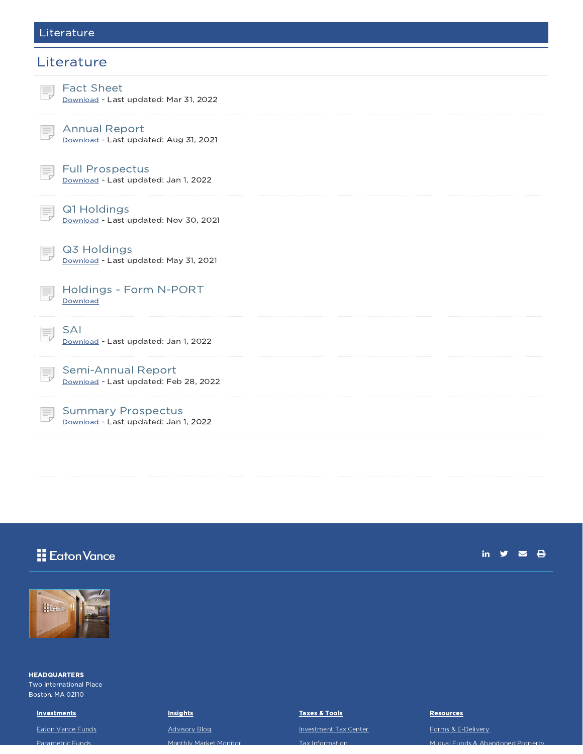## Literature

### Literature

**Fact Sheet**
Download - Last updated: Mar 31, 2022

**Annual Report**
Download - Last updated: Aug 31, 2021

**Full Prospectus**
Download - Last updated: Jan 1, 2022

**Q1 Holdings**
Download - Last updated: Nov 30, 2021

**Q3 Holdings**
Download - Last updated: May 31, 2021

**Holdings - Form N-PORT**
Download

**SAI**
Download - Last updated: Jan 1, 2022

**Semi-Annual Report**
Download - Last updated: Feb 28, 2022

**Summary Prospectus**
Download - Last updated: Jan 1, 2022

Eaton Vance

**HEADQUARTERS**
Two International Place
Boston, MA 02110

| **Investments** | **Insights** | **Taxes & Tools** | **Resources** |
| --- | --- | --- | --- |
| Eaton Vance Funds | Advisory Blog | Investment Tax Center | Forms & E-Delivery |
| Parametric Funds | Monthly Market Monitor | Tax Information | Mutual Funds & Abandoned Property |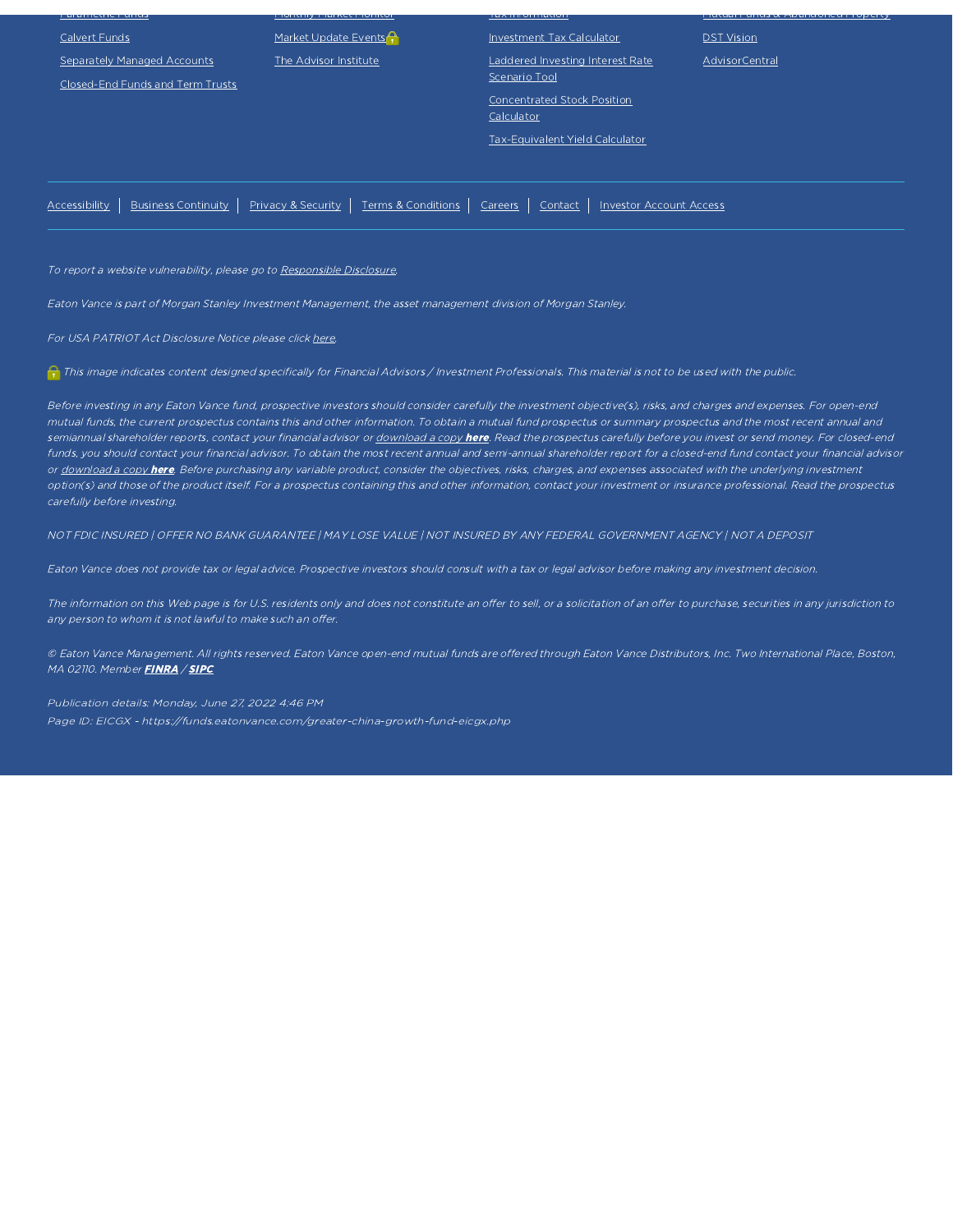Parametric Funds

Calvert Funds

Separately Managed Accounts

Closed-End Funds and Term Trusts

Monthly Market Monitor

Market Update Events

The Advisor Institute

Tax Information

Investment Tax Calculator

Laddered Investing Interest Rate Scenario Tool

Concentrated Stock Position Calculator

Tax-Equivalent Yield Calculator

Mutual Funds & Abandoned Property

DST Vision

AdvisorCentral

Accessibility | Business Continuity | Privacy & Security | Terms & Conditions | Careers | Contact | Investor Account Access

*To report a website vulnerability, please go to Responsible Disclosure.*

*Eaton Vance is part of Morgan Stanley Investment Management, the asset management division of Morgan Stanley.*

*For USA PATRIOT Act Disclosure Notice please click here.*

*This image indicates content designed specifically for Financial Advisors / Investment Professionals. This material is not to be used with the public.*

*Before investing in any Eaton Vance fund, prospective investors should consider carefully the investment objective(s), risks, and charges and expenses. For open-end mutual funds, the current prospectus contains this and other information. To obtain a mutual fund prospectus or summary prospectus and the most recent annual and semiannual shareholder reports, contact your financial advisor or download a copy **here**. Read the prospectus carefully before you invest or send money. For closed-end funds, you should contact your financial advisor. To obtain the most recent annual and semi-annual shareholder report for a closed-end fund contact your financial advisor or download a copy **here**. Before purchasing any variable product, consider the objectives, risks, charges, and expenses associated with the underlying investment option(s) and those of the product itself. For a prospectus containing this and other information, contact your investment or insurance professional. Read the prospectus carefully before investing.*

*NOT FDIC INSURED | OFFER NO BANK GUARANTEE | MAY LOSE VALUE | NOT INSURED BY ANY FEDERAL GOVERNMENT AGENCY | NOT A DEPOSIT*

*Eaton Vance does not provide tax or legal advice. Prospective investors should consult with a tax or legal advisor before making any investment decision.*

*The information on this Web page is for U.S. residents only and does not constitute an offer to sell, or a solicitation of an offer to purchase, securities in any jurisdiction to any person to whom it is not lawful to make such an offer.*

*© Eaton Vance Management. All rights reserved. Eaton Vance open-end mutual funds are offered through Eaton Vance Distributors, Inc. Two International Place, Boston, MA 02110. Member **FINRA** / **SIPC***

*Publication details: Monday, June 27, 2022 4:46 PM*
*Page ID: EICGX - https://funds.eatonvance.com/greater-china-growth-fund-eicgx.php*